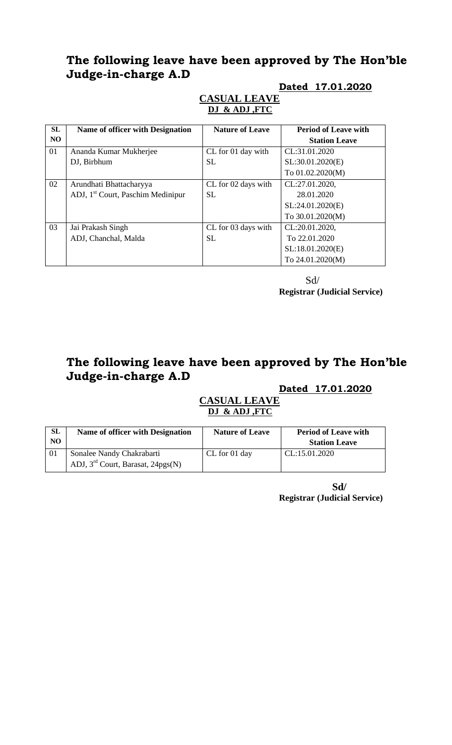## The following leave have been approved by The Hon'ble Judge-in-charge A.D

**Dated 17.01.2020**

**CASUAL LEAVE**

**DJ & ADJ ,FTC**

| SL NO | Name of officer with Designation | Nature of Leave | Period of Leave with Station Leave |
|---|---|---|---|
| 01 | Ananda Kumar Mukherjee<br>DJ, Birbhum | CL for 01 day with SL | CL:31.01.2020<br>SL:30.01.2020(E)<br>To 01.02.2020(M) |
| 02 | Arundhati Bhattacharyya<br>ADJ, 1st Court, Paschim Medinipur | CL for 02 days with SL | CL:27.01.2020,<br>28.01.2020<br>SL:24.01.2020(E)<br>To 30.01.2020(M) |
| 03 | Jai Prakash Singh<br>ADJ, Chanchal, Malda | CL for 03 days with SL | CL:20.01.2020,<br>To 22.01.2020<br>SL:18.01.2020(E)<br>To 24.01.2020(M) |

Sd/
**Registrar (Judicial Service)**

## The following leave have been approved by The Hon'ble Judge-in-charge A.D

**Dated 17.01.2020**

**CASUAL LEAVE**

**DJ & ADJ ,FTC**

| SL NO | Name of officer with Designation | Nature of Leave | Period of Leave with Station Leave |
|---|---|---|---|
| 01 | Sonalee Nandy Chakrabarti<br>ADJ, 3rd Court, Barasat, 24pgs(N) | CL for 01 day | CL:15.01.2020 |

**Sd/**
**Registrar (Judicial Service)**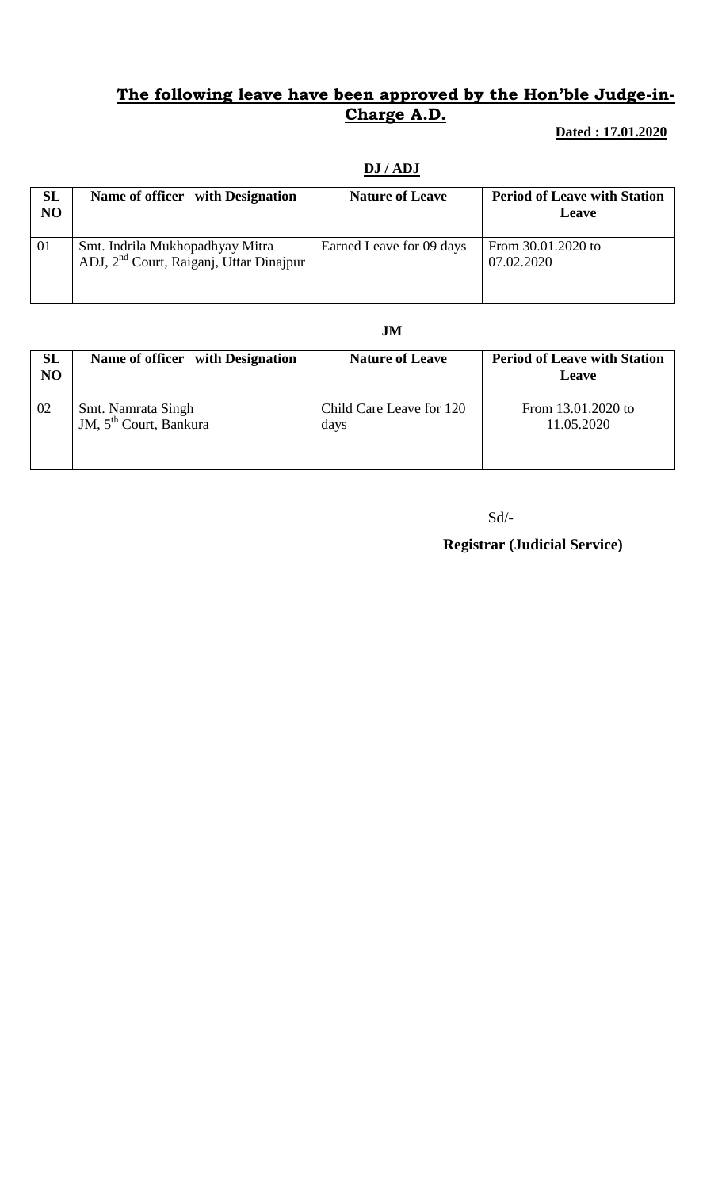## The following leave have been approved by the Hon'ble Judge-in-Charge A.D.

**Dated : 17.01.2020**

**DJ / ADJ**

| SL NO | Name of officer with Designation | Nature of Leave | Period of Leave with Station Leave |
|---|---|---|---|
| 01 | Smt. Indrila Mukhopadhyay Mitra ADJ, 2nd Court, Raiganj, Uttar Dinajpur | Earned Leave for 09 days | From 30.01.2020 to 07.02.2020 |

**JM**

| SL NO | Name of officer with Designation | Nature of Leave | Period of Leave with Station Leave |
|---|---|---|---|
| 02 | Smt. Namrata Singh JM, 5th Court, Bankura | Child Care Leave for 120 days | From 13.01.2020 to 11.05.2020 |

Sd/-

**Registrar (Judicial Service)**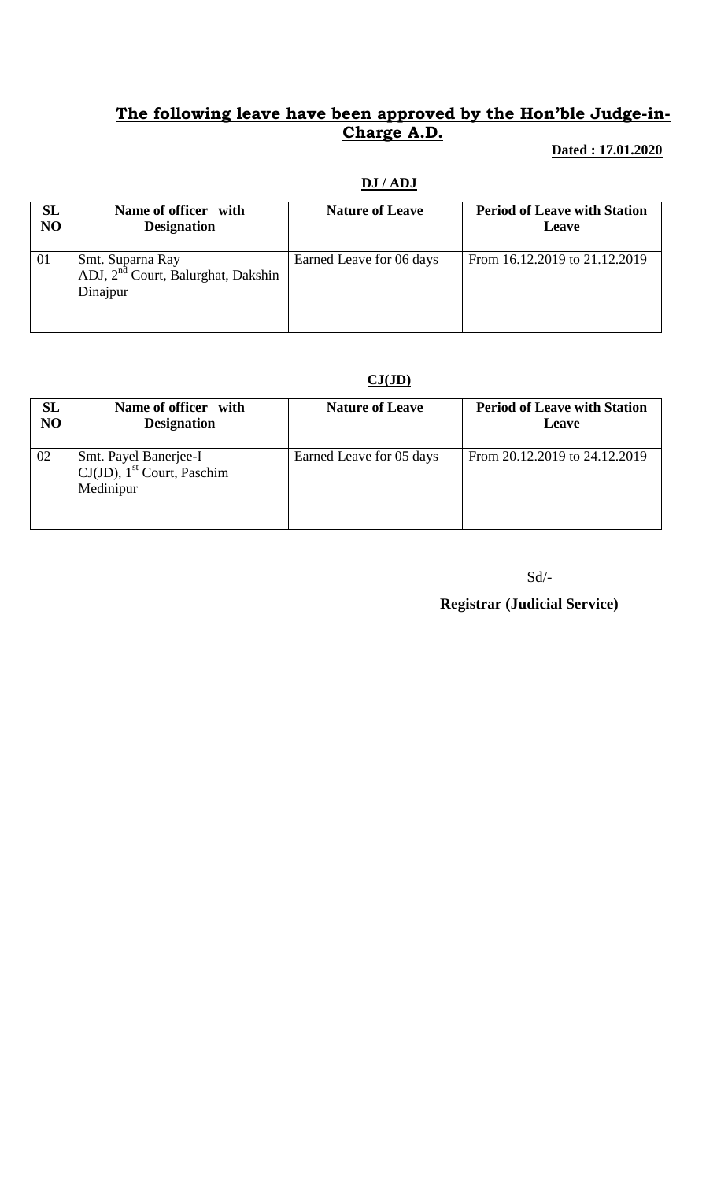## The following leave have been approved by the Hon'ble Judge-in-Charge A.D.

**Dated : 17.01.2020**

**DJ / ADJ**

| SL NO | Name of officer with Designation | Nature of Leave | Period of Leave with Station Leave |
|---|---|---|---|
| 01 | Smt. Suparna Ray<br>ADJ, 2nd Court, Balurghat, Dakshin Dinajpur | Earned Leave for 06 days | From 16.12.2019 to 21.12.2019 |

**CJ(JD)**

| SL NO | Name of officer with Designation | Nature of Leave | Period of Leave with Station Leave |
|---|---|---|---|
| 02 | Smt. Payel Banerjee-I<br>CJ(JD), 1st Court, Paschim Medinipur | Earned Leave for 05 days | From 20.12.2019 to 24.12.2019 |

Sd/-

**Registrar (Judicial Service)**